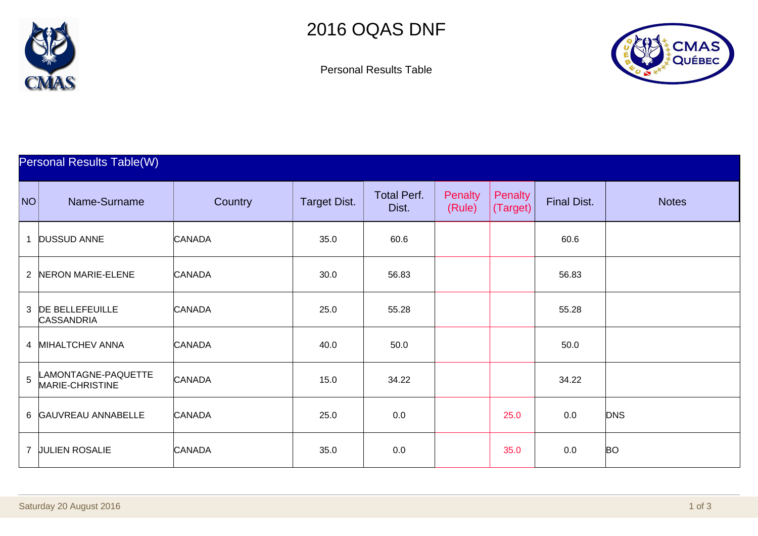# 2016 OQAS DNF

Personal Results Table

## Personal Results Table(W)

| NO | Name-Surname | Country | Target Dist. | Total Perf. Dist. | Penalty (Rule) | Penalty (Target) | Final Dist. | Notes |
|---|---|---|---|---|---|---|---|---|
| 1 | DUSSUD ANNE | CANADA | 35.0 | 60.6 | | | 60.6 | |
| 2 | NERON MARIE-ELENE | CANADA | 30.0 | 56.83 | | | 56.83 | |
| 3 | DE BELLEFEUILLE CASSANDRIA | CANADA | 25.0 | 55.28 | | | 55.28 | |
| 4 | MIHALTCHEV ANNA | CANADA | 40.0 | 50.0 | | | 50.0 | |
| 5 | LAMONTAGNE-PAQUETTE MARIE-CHRISTINE | CANADA | 15.0 | 34.22 | | | 34.22 | |
| 6 | GAUVREAU ANNABELLE | CANADA | 25.0 | 0.0 | | 25.0 | 0.0 | DNS |
| 7 | JULIEN ROSALIE | CANADA | 35.0 | 0.0 | | 35.0 | 0.0 | BO |

Saturday 20 August 2016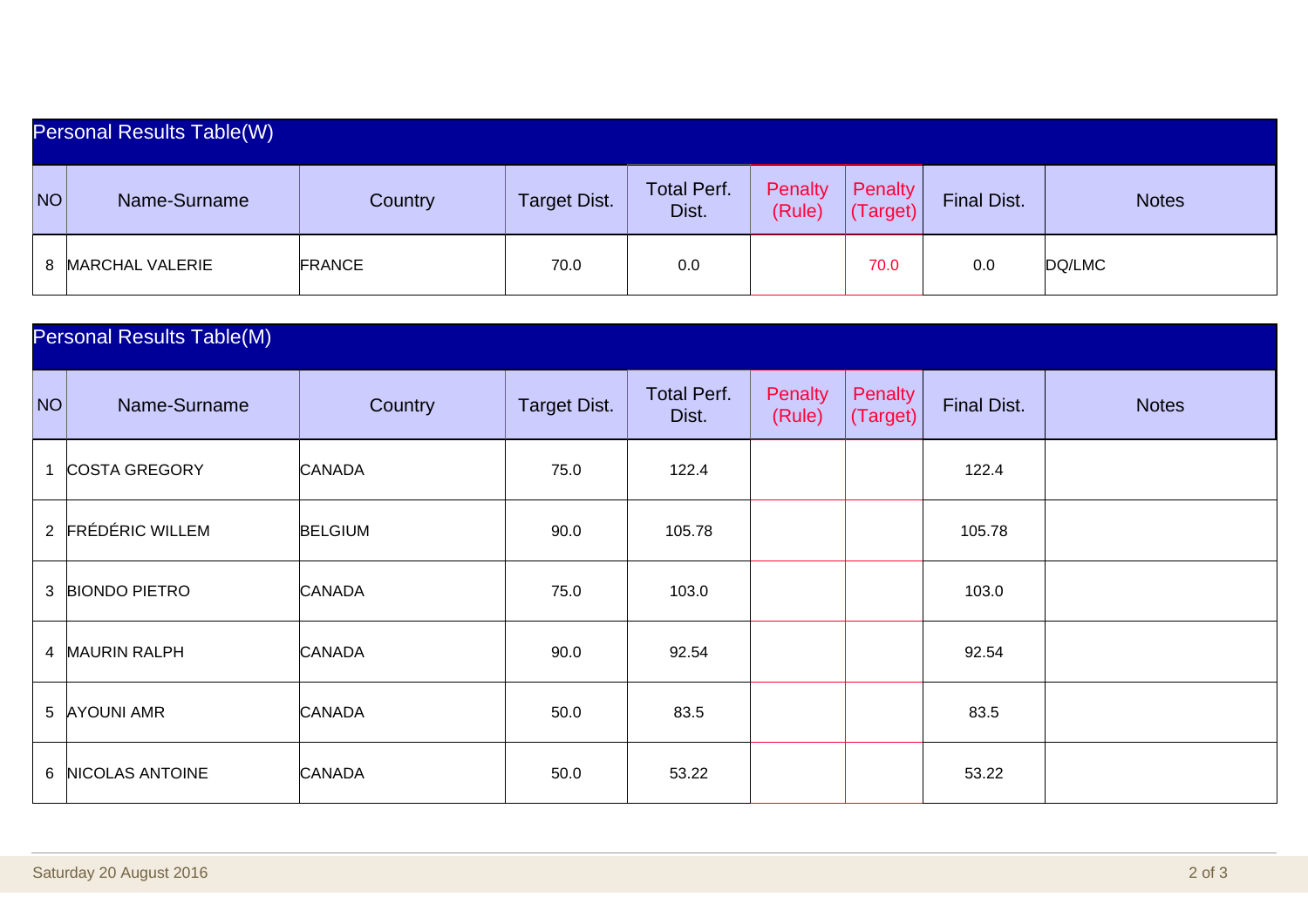## Personal Results Table(W)

| NO | Name-Surname | Country | Target Dist. | Total Perf. Dist. | Penalty (Rule) | Penalty (Target) | Final Dist. | Notes |
|---|---|---|---|---|---|---|---|---|
| 8 | MARCHAL VALERIE | FRANCE | 70.0 | 0.0 | | 70.0 | 0.0 | DQ/LMC |

## Personal Results Table(M)

| NO | Name-Surname | Country | Target Dist. | Total Perf. Dist. | Penalty (Rule) | Penalty (Target) | Final Dist. | Notes |
|---|---|---|---|---|---|---|---|---|
| 1 | COSTA GREGORY | CANADA | 75.0 | 122.4 | | | 122.4 | |
| 2 | FRÉDÉRIC WILLEM | BELGIUM | 90.0 | 105.78 | | | 105.78 | |
| 3 | BIONDO PIETRO | CANADA | 75.0 | 103.0 | | | 103.0 | |
| 4 | MAURIN RALPH | CANADA | 90.0 | 92.54 | | | 92.54 | |
| 5 | AYOUNI AMR | CANADA | 50.0 | 83.5 | | | 83.5 | |
| 6 | NICOLAS ANTOINE | CANADA | 50.0 | 53.22 | | | 53.22 | |

Saturday 20 August 2016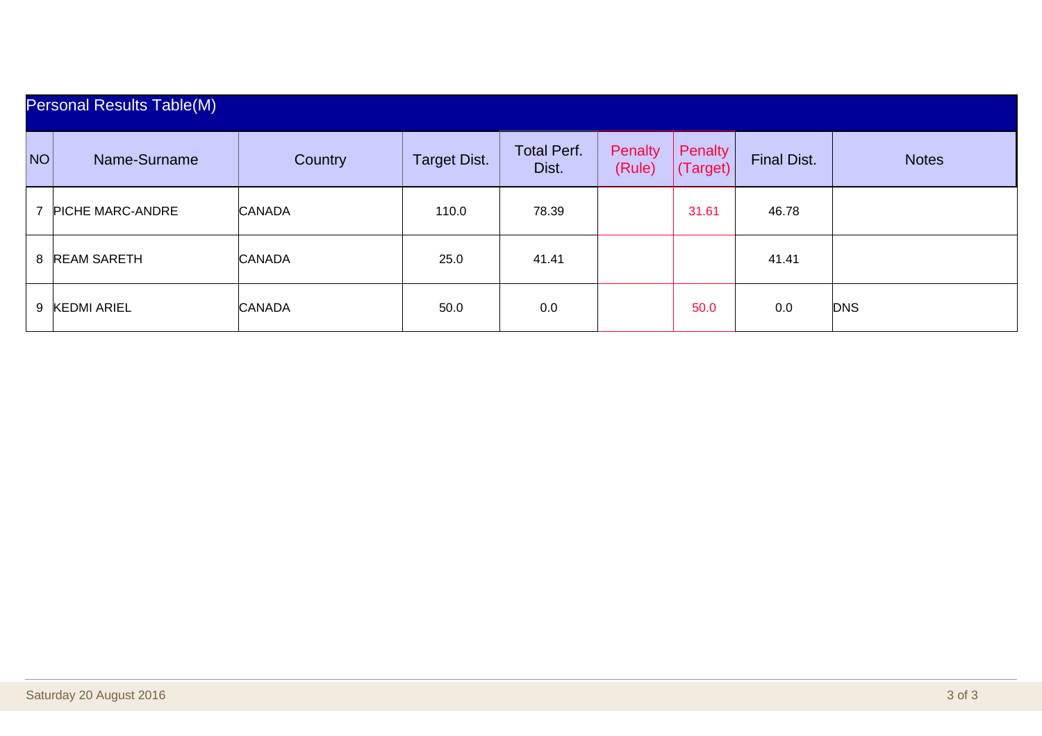## Personal Results Table(M)

| NO | Name-Surname | Country | Target Dist. | Total Perf. Dist. | Penalty (Rule) | Penalty (Target) | Final Dist. | Notes |
|---|---|---|---|---|---|---|---|---|
| 7 | PICHE MARC-ANDRE | CANADA | 110.0 | 78.39 | | 31.61 | 46.78 | |
| 8 | REAM SARETH | CANADA | 25.0 | 41.41 | | | 41.41 | |
| 9 | KEDMI ARIEL | CANADA | 50.0 | 0.0 | | 50.0 | 0.0 | DNS |

Saturday 20 August 2016